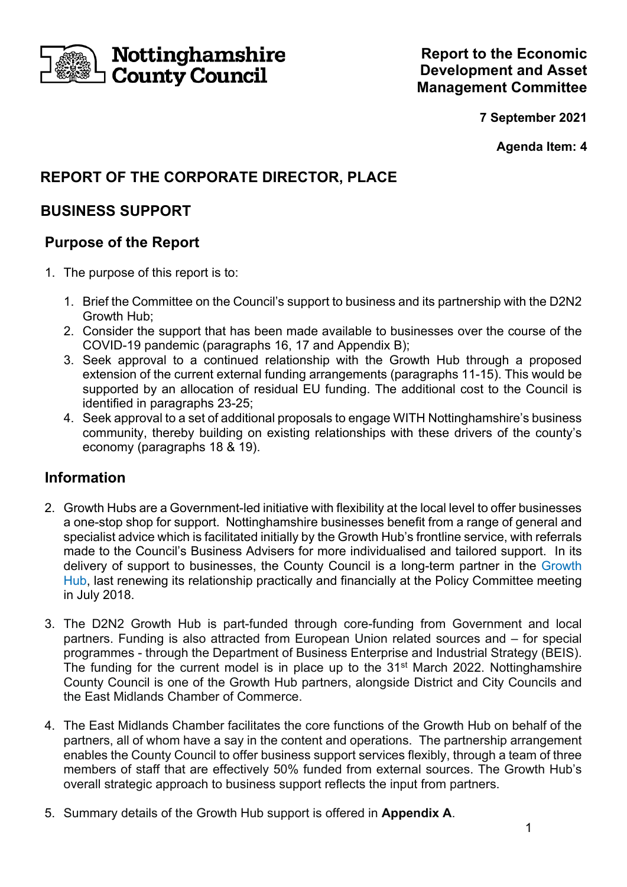**Nottinghamshire County Council**

**Report to the Economic Development and Asset Management Committee**

**7 September 2021**

**Agenda Item: 4**

# REPORT OF THE CORPORATE DIRECTOR, PLACE

## BUSINESS SUPPORT

## Purpose of the Report

1. The purpose of this report is to:
   1. Brief the Committee on the Council's support to business and its partnership with the D2N2 Growth Hub;
   2. Consider the support that has been made available to businesses over the course of the COVID-19 pandemic (paragraphs 16, 17 and Appendix B);
   3. Seek approval to a continued relationship with the Growth Hub through a proposed extension of the current external funding arrangements (paragraphs 11-15). This would be supported by an allocation of residual EU funding. The additional cost to the Council is identified in paragraphs 23-25;
   4. Seek approval to a set of additional proposals to engage WITH Nottinghamshire's business community, thereby building on existing relationships with these drivers of the county's economy (paragraphs 18 & 19).

## Information

2. Growth Hubs are a Government-led initiative with flexibility at the local level to offer businesses a one-stop shop for support. Nottinghamshire businesses benefit from a range of general and specialist advice which is facilitated initially by the Growth Hub's frontline service, with referrals made to the Council's Business Advisers for more individualised and tailored support. In its delivery of support to businesses, the County Council is a long-term partner in the Growth Hub, last renewing its relationship practically and financially at the Policy Committee meeting in July 2018.

3. The D2N2 Growth Hub is part-funded through core-funding from Government and local partners. Funding is also attracted from European Union related sources and – for special programmes - through the Department of Business Enterprise and Industrial Strategy (BEIS). The funding for the current model is in place up to the 31st March 2022. Nottinghamshire County Council is one of the Growth Hub partners, alongside District and City Councils and the East Midlands Chamber of Commerce.

4. The East Midlands Chamber facilitates the core functions of the Growth Hub on behalf of the partners, all of whom have a say in the content and operations. The partnership arrangement enables the County Council to offer business support services flexibly, through a team of three members of staff that are effectively 50% funded from external sources. The Growth Hub's overall strategic approach to business support reflects the input from partners.

5. Summary details of the Growth Hub support is offered in **Appendix A**.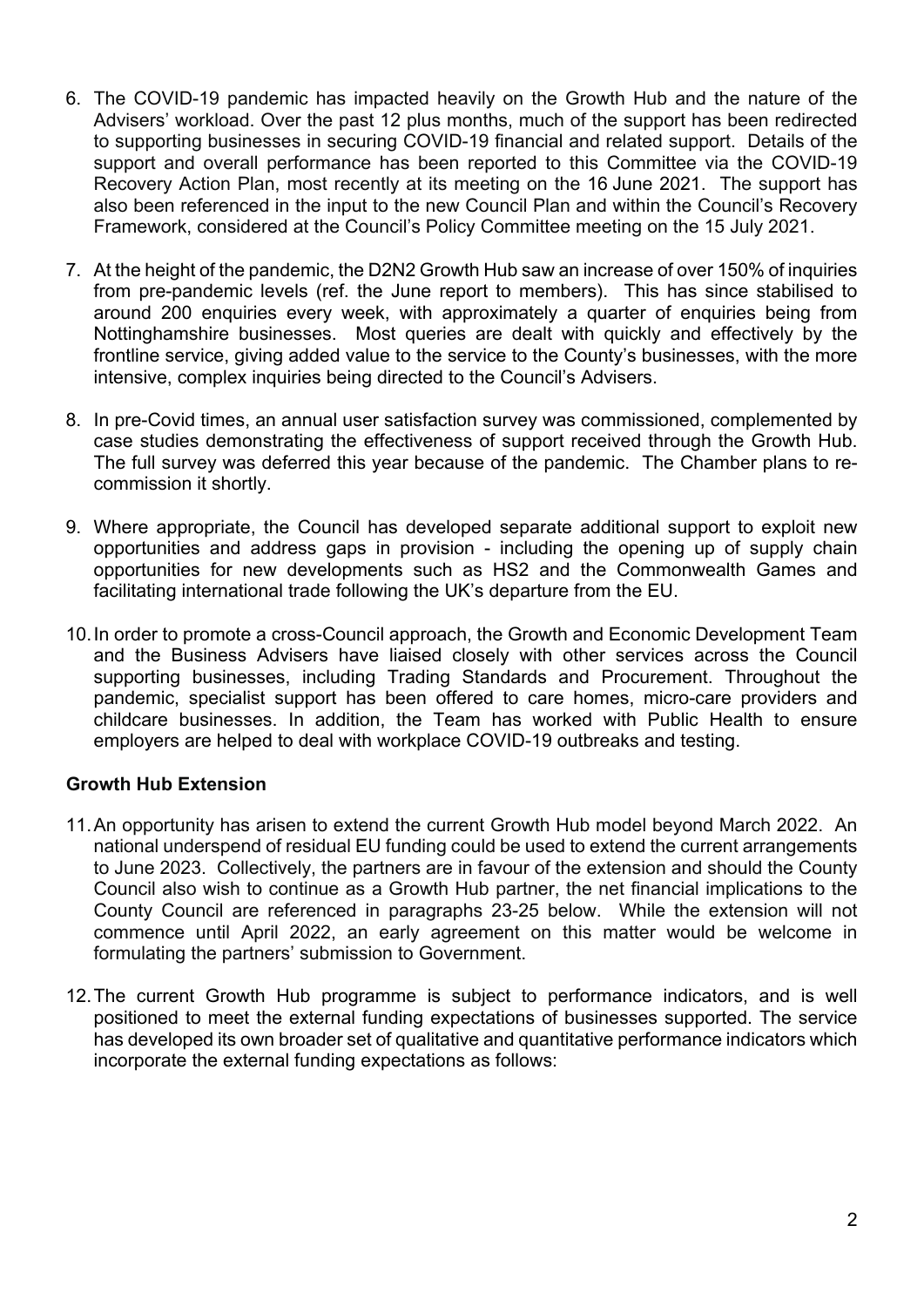6. The COVID-19 pandemic has impacted heavily on the Growth Hub and the nature of the Advisers' workload. Over the past 12 plus months, much of the support has been redirected to supporting businesses in securing COVID-19 financial and related support. Details of the support and overall performance has been reported to this Committee via the COVID-19 Recovery Action Plan, most recently at its meeting on the 16 June 2021. The support has also been referenced in the input to the new Council Plan and within the Council's Recovery Framework, considered at the Council's Policy Committee meeting on the 15 July 2021.

7. At the height of the pandemic, the D2N2 Growth Hub saw an increase of over 150% of inquiries from pre-pandemic levels (ref. the June report to members). This has since stabilised to around 200 enquiries every week, with approximately a quarter of enquiries being from Nottinghamshire businesses. Most queries are dealt with quickly and effectively by the frontline service, giving added value to the service to the County's businesses, with the more intensive, complex inquiries being directed to the Council's Advisers.

8. In pre-Covid times, an annual user satisfaction survey was commissioned, complemented by case studies demonstrating the effectiveness of support received through the Growth Hub. The full survey was deferred this year because of the pandemic. The Chamber plans to re-commission it shortly.

9. Where appropriate, the Council has developed separate additional support to exploit new opportunities and address gaps in provision - including the opening up of supply chain opportunities for new developments such as HS2 and the Commonwealth Games and facilitating international trade following the UK's departure from the EU.

10. In order to promote a cross-Council approach, the Growth and Economic Development Team and the Business Advisers have liaised closely with other services across the Council supporting businesses, including Trading Standards and Procurement. Throughout the pandemic, specialist support has been offered to care homes, micro-care providers and childcare businesses. In addition, the Team has worked with Public Health to ensure employers are helped to deal with workplace COVID-19 outbreaks and testing.

**Growth Hub Extension**

11. An opportunity has arisen to extend the current Growth Hub model beyond March 2022. An national underspend of residual EU funding could be used to extend the current arrangements to June 2023. Collectively, the partners are in favour of the extension and should the County Council also wish to continue as a Growth Hub partner, the net financial implications to the County Council are referenced in paragraphs 23-25 below. While the extension will not commence until April 2022, an early agreement on this matter would be welcome in formulating the partners' submission to Government.

12. The current Growth Hub programme is subject to performance indicators, and is well positioned to meet the external funding expectations of businesses supported. The service has developed its own broader set of qualitative and quantitative performance indicators which incorporate the external funding expectations as follows: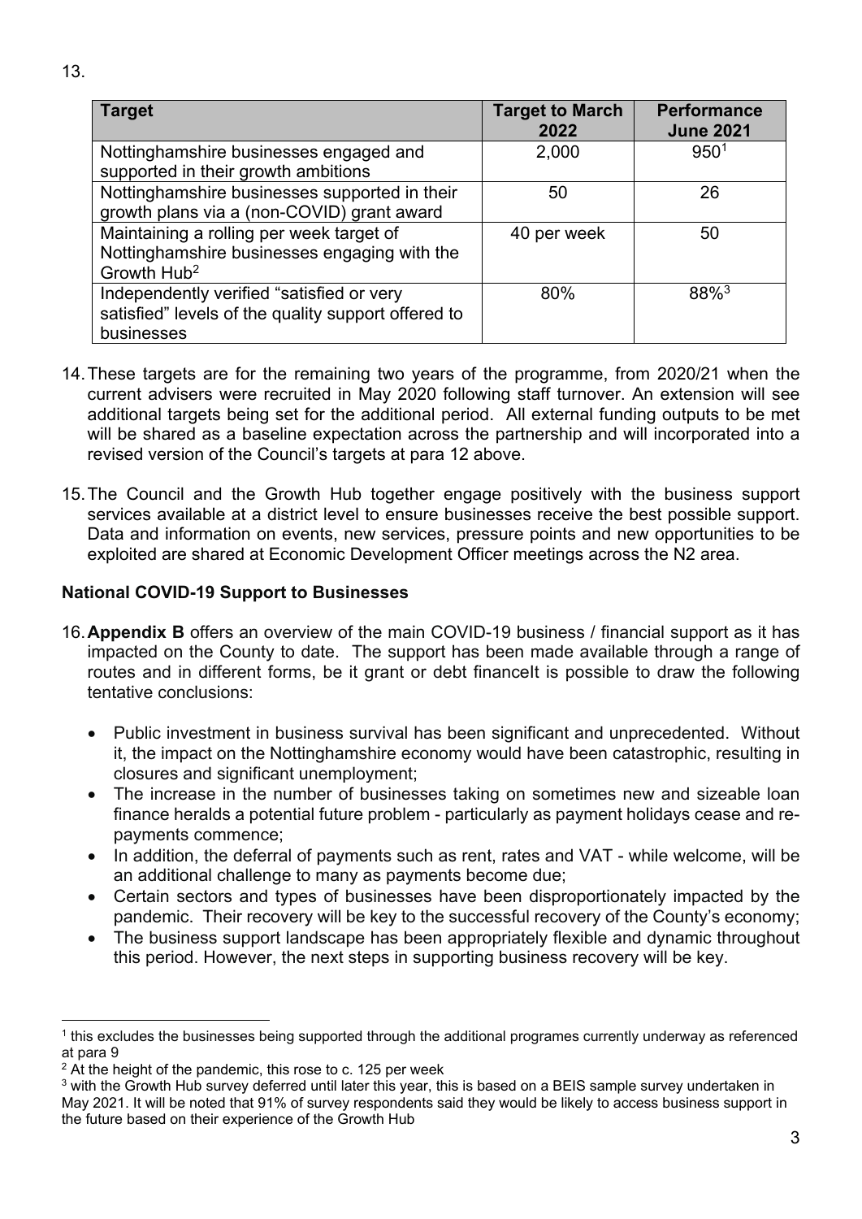13.

| Target | Target to March 2022 | Performance June 2021 |
|---|---|---|
| Nottinghamshire businesses engaged and supported in their growth ambitions | 2,000 | 950[1] |
| Nottinghamshire businesses supported in their growth plans via a (non-COVID) grant award | 50 | 26 |
| Maintaining a rolling per week target of Nottinghamshire businesses engaging with the Growth Hub[2] | 40 per week | 50 |
| Independently verified "satisfied or very satisfied" levels of the quality support offered to businesses | 80% | 88%[3] |

14. These targets are for the remaining two years of the programme, from 2020/21 when the current advisers were recruited in May 2020 following staff turnover. An extension will see additional targets being set for the additional period. All external funding outputs to be met will be shared as a baseline expectation across the partnership and will incorporated into a revised version of the Council's targets at para 12 above.

15. The Council and the Growth Hub together engage positively with the business support services available at a district level to ensure businesses receive the best possible support. Data and information on events, new services, pressure points and new opportunities to be exploited are shared at Economic Development Officer meetings across the N2 area.

**National COVID-19 Support to Businesses**

16. **Appendix B** offers an overview of the main COVID-19 business / financial support as it has impacted on the County to date. The support has been made available through a range of routes and in different forms, be it grant or debt financeIt is possible to draw the following tentative conclusions:

    - Public investment in business survival has been significant and unprecedented. Without it, the impact on the Nottinghamshire economy would have been catastrophic, resulting in closures and significant unemployment;
    - The increase in the number of businesses taking on sometimes new and sizeable loan finance heralds a potential future problem - particularly as payment holidays cease and re-payments commence;
    - In addition, the deferral of payments such as rent, rates and VAT - while welcome, will be an additional challenge to many as payments become due;
    - Certain sectors and types of businesses have been disproportionately impacted by the pandemic. Their recovery will be key to the successful recovery of the County's economy;
    - The business support landscape has been appropriately flexible and dynamic throughout this period. However, the next steps in supporting business recovery will be key.

---

[1] this excludes the businesses being supported through the additional programes currently underway as referenced at para 9

[2] At the height of the pandemic, this rose to c. 125 per week

[3] with the Growth Hub survey deferred until later this year, this is based on a BEIS sample survey undertaken in May 2021. It will be noted that 91% of survey respondents said they would be likely to access business support in the future based on their experience of the Growth Hub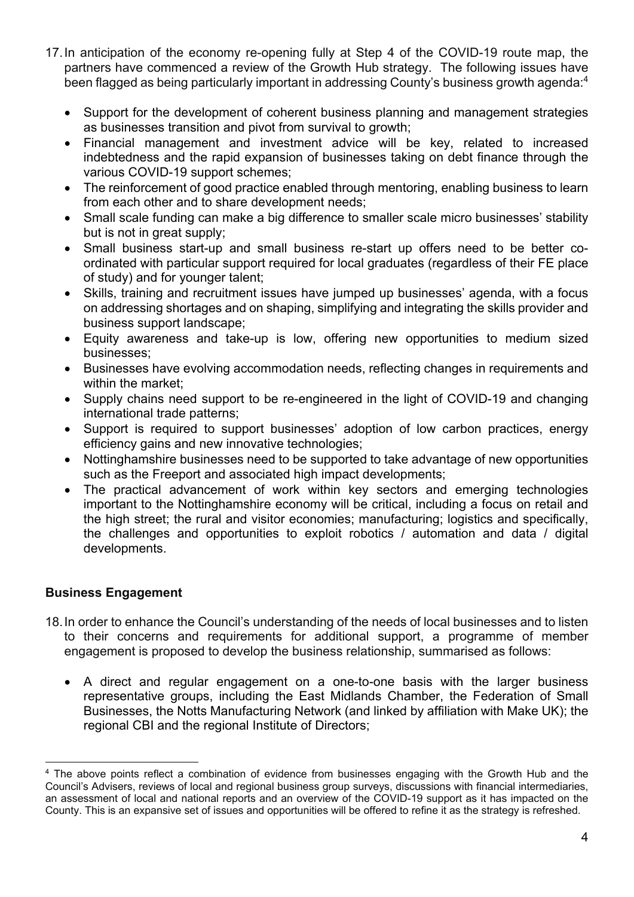17. In anticipation of the economy re-opening fully at Step 4 of the COVID-19 route map, the partners have commenced a review of the Growth Hub strategy. The following issues have been flagged as being particularly important in addressing County's business growth agenda:[4]

    - Support for the development of coherent business planning and management strategies as businesses transition and pivot from survival to growth;
    - Financial management and investment advice will be key, related to increased indebtedness and the rapid expansion of businesses taking on debt finance through the various COVID-19 support schemes;
    - The reinforcement of good practice enabled through mentoring, enabling business to learn from each other and to share development needs;
    - Small scale funding can make a big difference to smaller scale micro businesses' stability but is not in great supply;
    - Small business start-up and small business re-start up offers need to be better co-ordinated with particular support required for local graduates (regardless of their FE place of study) and for younger talent;
    - Skills, training and recruitment issues have jumped up businesses' agenda, with a focus on addressing shortages and on shaping, simplifying and integrating the skills provider and business support landscape;
    - Equity awareness and take-up is low, offering new opportunities to medium sized businesses;
    - Businesses have evolving accommodation needs, reflecting changes in requirements and within the market;
    - Supply chains need support to be re-engineered in the light of COVID-19 and changing international trade patterns;
    - Support is required to support businesses' adoption of low carbon practices, energy efficiency gains and new innovative technologies;
    - Nottinghamshire businesses need to be supported to take advantage of new opportunities such as the Freeport and associated high impact developments;
    - The practical advancement of work within key sectors and emerging technologies important to the Nottinghamshire economy will be critical, including a focus on retail and the high street; the rural and visitor economies; manufacturing; logistics and specifically, the challenges and opportunities to exploit robotics / automation and data / digital developments.

## Business Engagement

18. In order to enhance the Council's understanding of the needs of local businesses and to listen to their concerns and requirements for additional support, a programme of member engagement is proposed to develop the business relationship, summarised as follows:

    - A direct and regular engagement on a one-to-one basis with the larger business representative groups, including the East Midlands Chamber, the Federation of Small Businesses, the Notts Manufacturing Network (and linked by affiliation with Make UK); the regional CBI and the regional Institute of Directors;

---

[4] The above points reflect a combination of evidence from businesses engaging with the Growth Hub and the Council's Advisers, reviews of local and regional business group surveys, discussions with financial intermediaries, an assessment of local and national reports and an overview of the COVID-19 support as it has impacted on the County. This is an expansive set of issues and opportunities will be offered to refine it as the strategy is refreshed.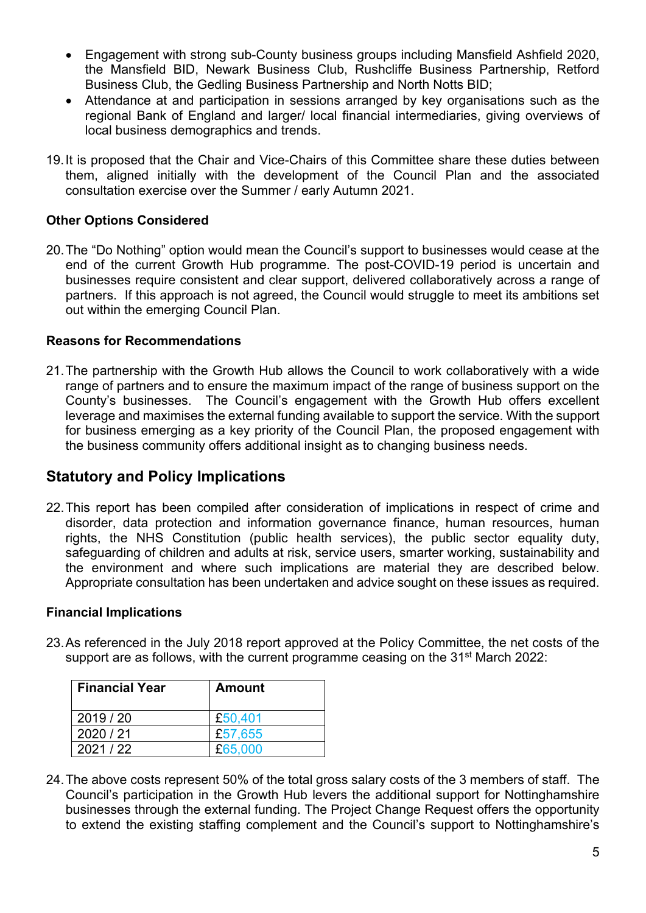- Engagement with strong sub-County business groups including Mansfield Ashfield 2020, the Mansfield BID, Newark Business Club, Rushcliffe Business Partnership, Retford Business Club, the Gedling Business Partnership and North Notts BID;
- Attendance at and participation in sessions arranged by key organisations such as the regional Bank of England and larger/ local financial intermediaries, giving overviews of local business demographics and trends.

19. It is proposed that the Chair and Vice-Chairs of this Committee share these duties between them, aligned initially with the development of the Council Plan and the associated consultation exercise over the Summer / early Autumn 2021.

### Other Options Considered

20. The "Do Nothing" option would mean the Council's support to businesses would cease at the end of the current Growth Hub programme. The post-COVID-19 period is uncertain and businesses require consistent and clear support, delivered collaboratively across a range of partners. If this approach is not agreed, the Council would struggle to meet its ambitions set out within the emerging Council Plan.

### Reasons for Recommendations

21. The partnership with the Growth Hub allows the Council to work collaboratively with a wide range of partners and to ensure the maximum impact of the range of business support on the County's businesses. The Council's engagement with the Growth Hub offers excellent leverage and maximises the external funding available to support the service. With the support for business emerging as a key priority of the Council Plan, the proposed engagement with the business community offers additional insight as to changing business needs.

## Statutory and Policy Implications

22. This report has been compiled after consideration of implications in respect of crime and disorder, data protection and information governance finance, human resources, human rights, the NHS Constitution (public health services), the public sector equality duty, safeguarding of children and adults at risk, service users, smarter working, sustainability and the environment and where such implications are material they are described below. Appropriate consultation has been undertaken and advice sought on these issues as required.

### Financial Implications

23. As referenced in the July 2018 report approved at the Policy Committee, the net costs of the support are as follows, with the current programme ceasing on the 31st March 2022:

| Financial Year | Amount |
|---|---|
| 2019 / 20 | £50,401 |
| 2020 / 21 | £57,655 |
| 2021 / 22 | £65,000 |

24. The above costs represent 50% of the total gross salary costs of the 3 members of staff. The Council's participation in the Growth Hub levers the additional support for Nottinghamshire businesses through the external funding. The Project Change Request offers the opportunity to extend the existing staffing complement and the Council's support to Nottinghamshire's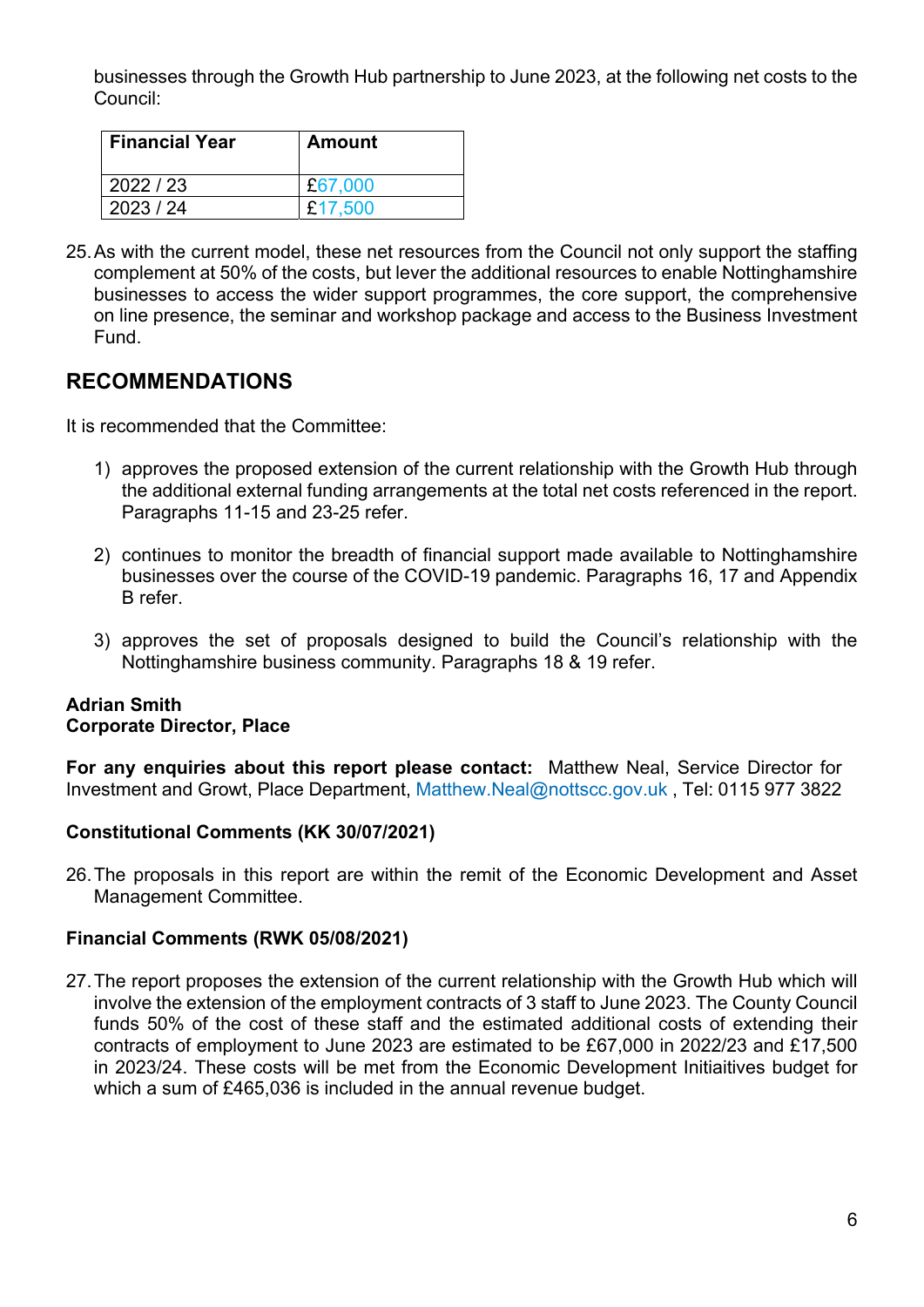businesses through the Growth Hub partnership to June 2023, at the following net costs to the Council:

| Financial Year | Amount |
| --- | --- |
| 2022 / 23 | £67,000 |
| 2023 / 24 | £17,500 |

25. As with the current model, these net resources from the Council not only support the staffing complement at 50% of the costs, but lever the additional resources to enable Nottinghamshire businesses to access the wider support programmes, the core support, the comprehensive on line presence, the seminar and workshop package and access to the Business Investment Fund.

## RECOMMENDATIONS

It is recommended that the Committee:

1) approves the proposed extension of the current relationship with the Growth Hub through the additional external funding arrangements at the total net costs referenced in the report. Paragraphs 11-15 and 23-25 refer.

2) continues to monitor the breadth of financial support made available to Nottinghamshire businesses over the course of the COVID-19 pandemic. Paragraphs 16, 17 and Appendix B refer.

3) approves the set of proposals designed to build the Council's relationship with the Nottinghamshire business community. Paragraphs 18 & 19 refer.

**Adrian Smith**
**Corporate Director, Place**

**For any enquiries about this report please contact:** Matthew Neal, Service Director for Investment and Growt, Place Department, Matthew.Neal@nottscc.gov.uk , Tel: 0115 977 3822

**Constitutional Comments (KK 30/07/2021)**

26. The proposals in this report are within the remit of the Economic Development and Asset Management Committee.

**Financial Comments (RWK 05/08/2021)**

27. The report proposes the extension of the current relationship with the Growth Hub which will involve the extension of the employment contracts of 3 staff to June 2023. The County Council funds 50% of the cost of these staff and the estimated additional costs of extending their contracts of employment to June 2023 are estimated to be £67,000 in 2022/23 and £17,500 in 2023/24. These costs will be met from the Economic Development Initiaitives budget for which a sum of £465,036 is included in the annual revenue budget.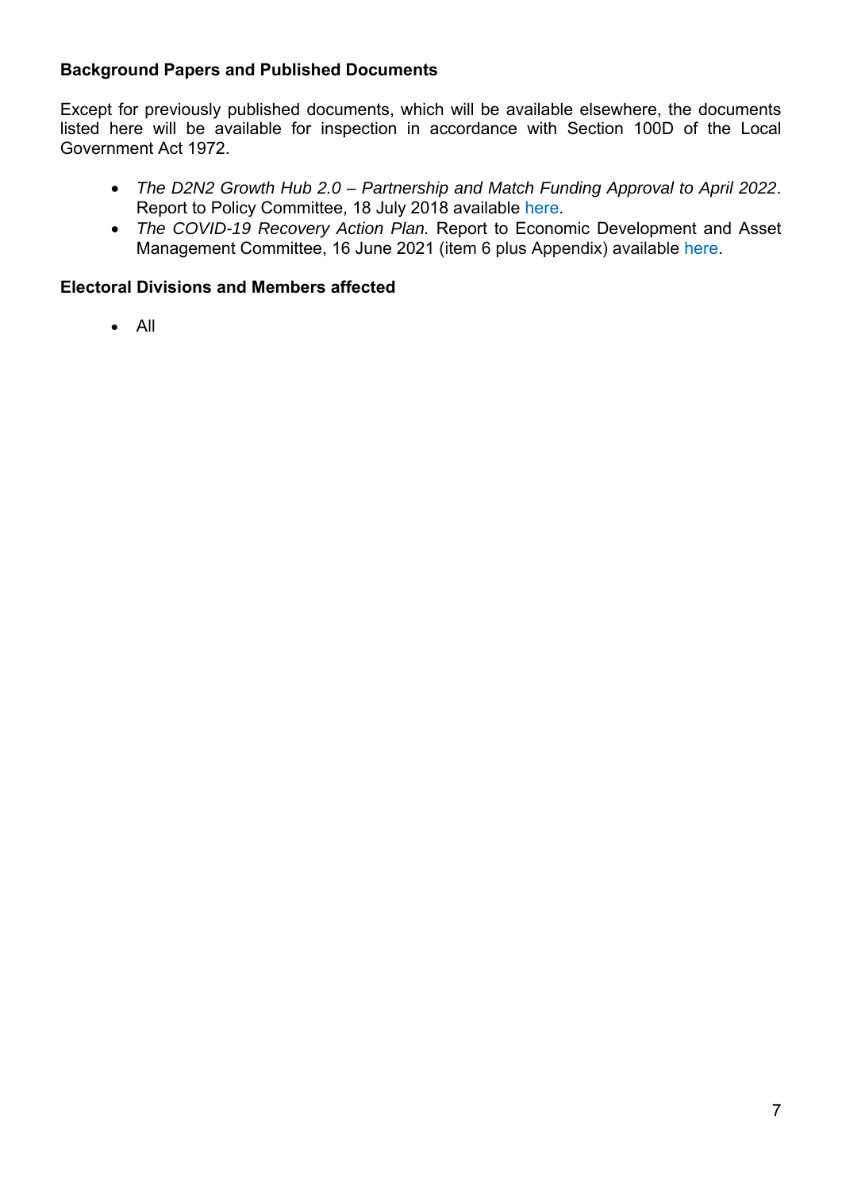## Background Papers and Published Documents

Except for previously published documents, which will be available elsewhere, the documents listed here will be available for inspection in accordance with Section 100D of the Local Government Act 1972.

- *The D2N2 Growth Hub 2.0 – Partnership and Match Funding Approval to April 2022*. Report to Policy Committee, 18 July 2018 available here.
- *The COVID-19 Recovery Action Plan.* Report to Economic Development and Asset Management Committee, 16 June 2021 (item 6 plus Appendix) available here.

## Electoral Divisions and Members affected

- All